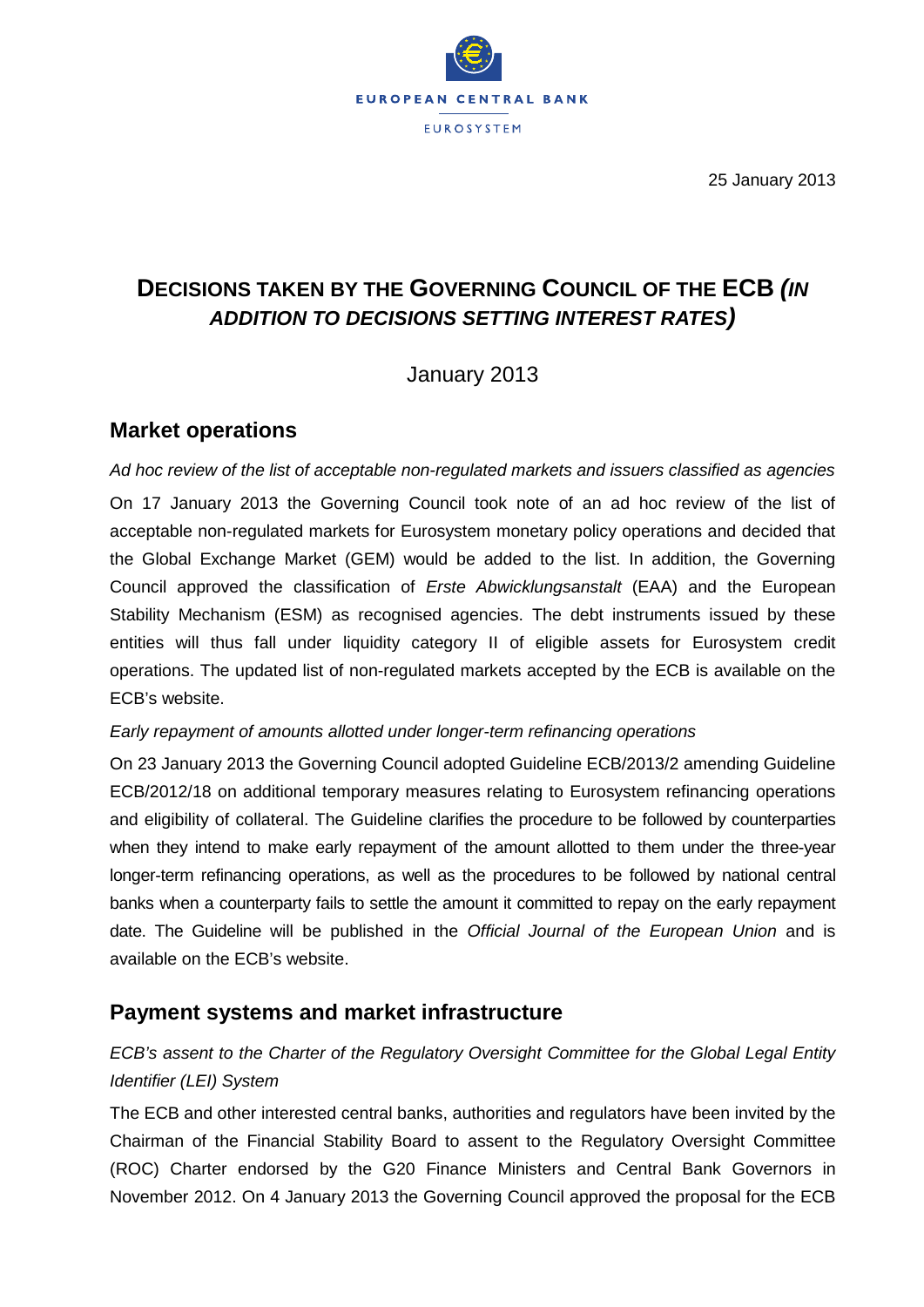EUROPEAN CENTRAL BANK

EUROSYSTEM

25 January 2013

# DECISIONS TAKEN BY THE GOVERNING COUNCIL OF THE ECB *(IN ADDITION TO DECISIONS SETTING INTEREST RATES)*

January 2013

## Market operations

*Ad hoc review of the list of acceptable non-regulated markets and issuers classified as agencies*

On 17 January 2013 the Governing Council took note of an ad hoc review of the list of acceptable non-regulated markets for Eurosystem monetary policy operations and decided that the Global Exchange Market (GEM) would be added to the list. In addition, the Governing Council approved the classification of *Erste Abwicklungsanstalt* (EAA) and the European Stability Mechanism (ESM) as recognised agencies. The debt instruments issued by these entities will thus fall under liquidity category II of eligible assets for Eurosystem credit operations. The updated list of non-regulated markets accepted by the ECB is available on the ECB's website.

*Early repayment of amounts allotted under longer-term refinancing operations*

On 23 January 2013 the Governing Council adopted Guideline ECB/2013/2 amending Guideline ECB/2012/18 on additional temporary measures relating to Eurosystem refinancing operations and eligibility of collateral. The Guideline clarifies the procedure to be followed by counterparties when they intend to make early repayment of the amount allotted to them under the three-year longer-term refinancing operations, as well as the procedures to be followed by national central banks when a counterparty fails to settle the amount it committed to repay on the early repayment date. The Guideline will be published in the *Official Journal of the European Union* and is available on the ECB's website.

## Payment systems and market infrastructure

*ECB's assent to the Charter of the Regulatory Oversight Committee for the Global Legal Entity Identifier (LEI) System*

The ECB and other interested central banks, authorities and regulators have been invited by the Chairman of the Financial Stability Board to assent to the Regulatory Oversight Committee (ROC) Charter endorsed by the G20 Finance Ministers and Central Bank Governors in November 2012. On 4 January 2013 the Governing Council approved the proposal for the ECB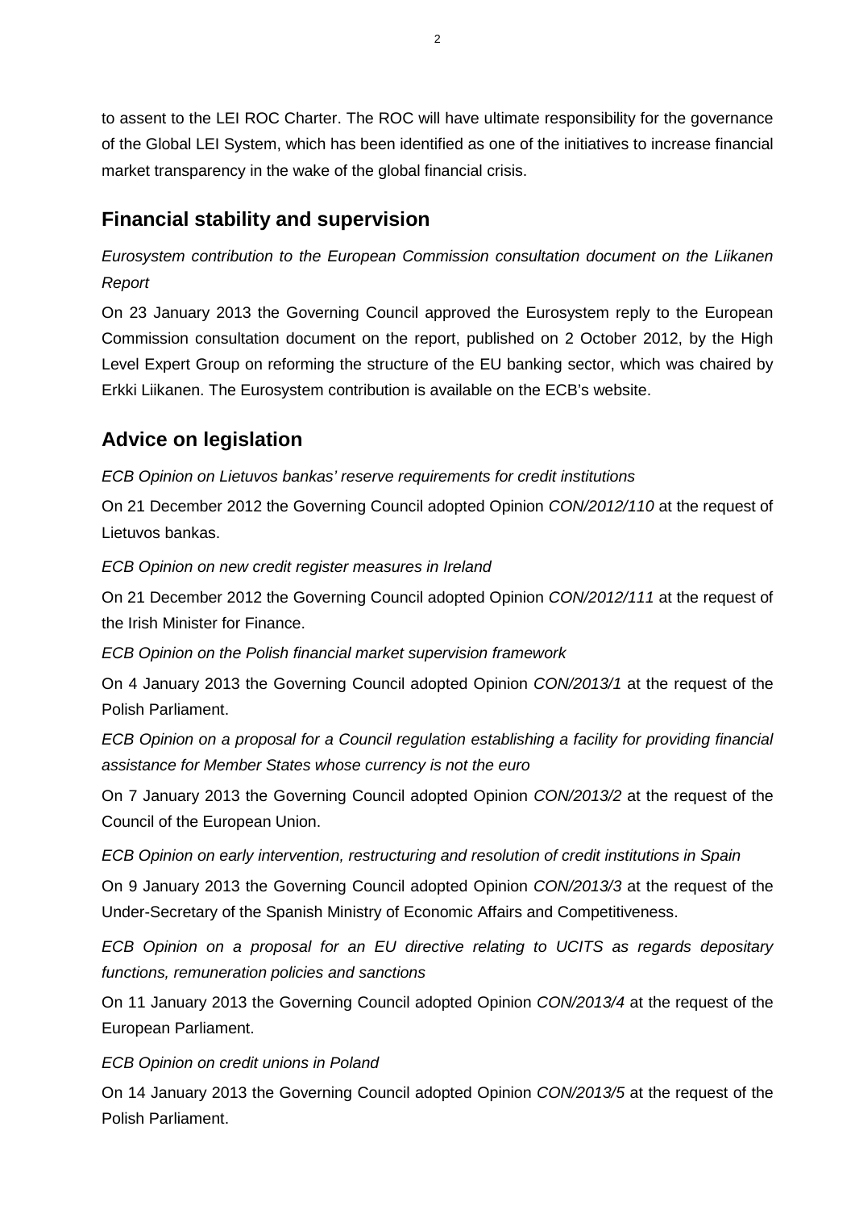to assent to the LEI ROC Charter. The ROC will have ultimate responsibility for the governance of the Global LEI System, which has been identified as one of the initiatives to increase financial market transparency in the wake of the global financial crisis.

## Financial stability and supervision

*Eurosystem contribution to the European Commission consultation document on the Liikanen Report*

On 23 January 2013 the Governing Council approved the Eurosystem reply to the European Commission consultation document on the report, published on 2 October 2012, by the High Level Expert Group on reforming the structure of the EU banking sector, which was chaired by Erkki Liikanen. The Eurosystem contribution is available on the ECB's website.

## Advice on legislation

*ECB Opinion on Lietuvos bankas' reserve requirements for credit institutions*

On 21 December 2012 the Governing Council adopted Opinion *CON/2012/110* at the request of Lietuvos bankas.

*ECB Opinion on new credit register measures in Ireland*

On 21 December 2012 the Governing Council adopted Opinion *CON/2012/111* at the request of the Irish Minister for Finance.

*ECB Opinion on the Polish financial market supervision framework*

On 4 January 2013 the Governing Council adopted Opinion *CON/2013/1* at the request of the Polish Parliament.

*ECB Opinion on a proposal for a Council regulation establishing a facility for providing financial assistance for Member States whose currency is not the euro*

On 7 January 2013 the Governing Council adopted Opinion *CON/2013/2* at the request of the Council of the European Union.

*ECB Opinion on early intervention, restructuring and resolution of credit institutions in Spain*

On 9 January 2013 the Governing Council adopted Opinion *CON/2013/3* at the request of the Under-Secretary of the Spanish Ministry of Economic Affairs and Competitiveness.

*ECB Opinion on a proposal for an EU directive relating to UCITS as regards depositary functions, remuneration policies and sanctions*

On 11 January 2013 the Governing Council adopted Opinion *CON/2013/4* at the request of the European Parliament.

*ECB Opinion on credit unions in Poland*

On 14 January 2013 the Governing Council adopted Opinion *CON/2013/5* at the request of the Polish Parliament.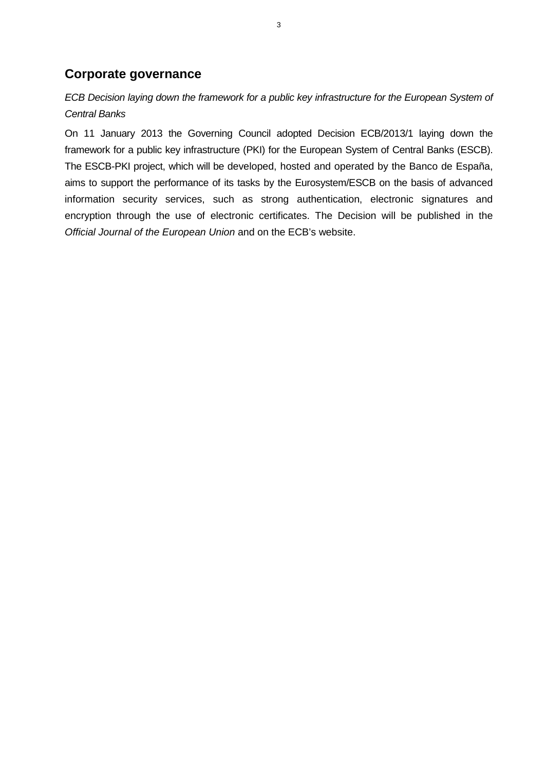## Corporate governance

*ECB Decision laying down the framework for a public key infrastructure for the European System of Central Banks*

On 11 January 2013 the Governing Council adopted Decision ECB/2013/1 laying down the framework for a public key infrastructure (PKI) for the European System of Central Banks (ESCB). The ESCB-PKI project, which will be developed, hosted and operated by the Banco de España, aims to support the performance of its tasks by the Eurosystem/ESCB on the basis of advanced information security services, such as strong authentication, electronic signatures and encryption through the use of electronic certificates. The Decision will be published in the *Official Journal of the European Union* and on the ECB's website.